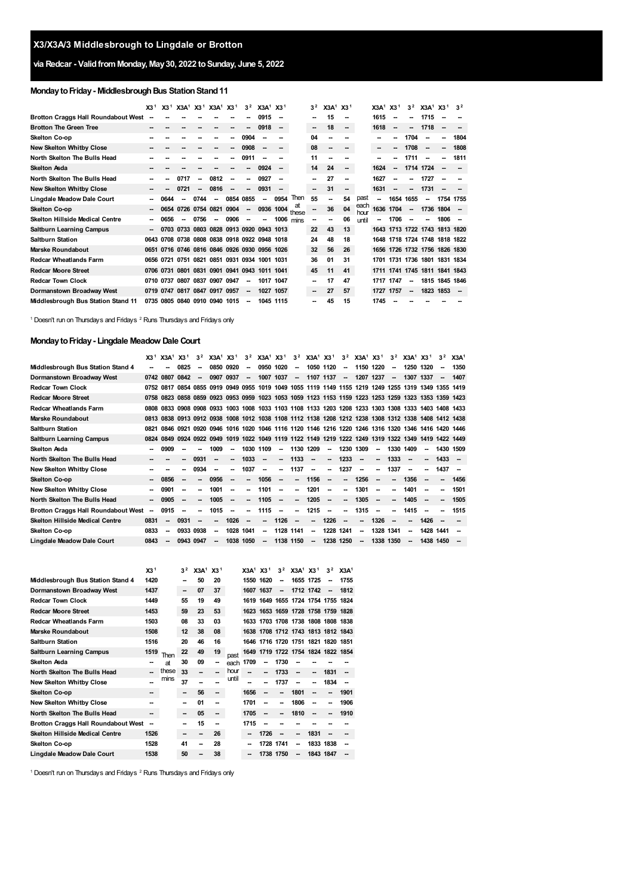# X3/X3A/3 Middlesbrough to Lingdale or Brotton

## via Redcar - Valid from Monday, May 30, 2022 to Sunday, June 5, 2022

### Monday to Friday - Middlesbrough Bus Station Stand 11

| | X3[1] | X3[1] | X3A[1] | X3[1] | X3A[1] | X3[1] | 3[2] | X3A[1] | X3[1] | | 3[2] | X3A[1] | X3[1] | | X3A[1] | X3[1] | 3[2] | X3A[1] | X3[1] | 3[2] |
|---|---|---|---|---|---|---|---|---|---|---|---|---|---|---|---|---|---|---|---|---|
| Brotton Craggs Hall Roundabout West | -- | -- | -- | -- | -- | -- | -- | 0915 | -- | | -- | 15 | -- | | 1615 | -- | -- | 1715 | -- | -- |
| Brotton The Green Tree | -- | -- | -- | -- | -- | -- | -- | 0918 | -- | | -- | 18 | -- | | 1618 | -- | -- | 1718 | -- | -- |
| Skelton Co-op | -- | -- | -- | -- | -- | -- | 0904 | -- | -- | | 04 | -- | -- | | -- | -- | 1704 | -- | -- | 1804 |
| New Skelton Whitby Close | -- | -- | -- | -- | -- | -- | 0908 | -- | -- | | 08 | -- | -- | | -- | -- | 1708 | -- | -- | 1808 |
| North Skelton The Bulls Head | -- | -- | -- | -- | -- | -- | 0911 | -- | -- | | 11 | -- | -- | | -- | -- | 1711 | -- | -- | 1811 |
| Skelton Asda | -- | -- | -- | -- | -- | -- | -- | 0924 | -- | | 14 | 24 | -- | | 1624 | -- | 1714 | 1724 | -- | -- |
| North Skelton The Bulls Head | -- | -- | 0717 | -- | 0812 | -- | -- | 0927 | -- | | -- | 27 | -- | | 1627 | -- | -- | 1727 | -- | -- |
| New Skelton Whitby Close | -- | -- | 0721 | -- | 0816 | -- | -- | 0931 | -- | | -- | 31 | -- | | 1631 | -- | -- | 1731 | -- | -- |
| Lingdale Meadow Dale Court | -- | 0644 | -- | 0744 | -- | 0854 | 0855 | -- | 0954 | Then | 55 | -- | 54 | past | -- | 1654 | 1655 | -- | 1754 | 1755 |
| Skelton Co-op | -- | 0654 | 0726 | 0754 | 0821 | 0904 | -- | 0936 | 1004 | at | -- | 36 | 04 | each | 1636 | 1704 | -- | 1736 | 1804 | -- |
| Skelton Hillside Medical Centre | -- | 0656 | -- | 0756 | -- | 0906 | -- | -- | 1006 | these | -- | -- | 06 | hour | -- | 1706 | -- | -- | 1806 | -- |
| Saltburn Learning Campus | -- | 0703 | 0733 | 0803 | 0828 | 0913 | 0920 | 0943 | 1013 | mins | 22 | 43 | 13 | until | 1643 | 1713 | 1722 | 1743 | 1813 | 1820 |
| Saltburn Station | 0643 | 0708 | 0738 | 0808 | 0838 | 0918 | 0922 | 0948 | 1018 | | 24 | 48 | 18 | | 1648 | 1718 | 1724 | 1748 | 1818 | 1822 |
| Marske Roundabout | 0651 | 0716 | 0746 | 0816 | 0846 | 0926 | 0930 | 0956 | 1026 | | 32 | 56 | 26 | | 1656 | 1726 | 1732 | 1756 | 1826 | 1830 |
| Redcar Wheatlands Farm | 0656 | 0721 | 0751 | 0821 | 0851 | 0931 | 0934 | 1001 | 1031 | | 36 | 01 | 31 | | 1701 | 1731 | 1736 | 1801 | 1831 | 1834 |
| Redcar Moore Street | 0706 | 0731 | 0801 | 0831 | 0901 | 0941 | 0943 | 1011 | 1041 | | 45 | 11 | 41 | | 1711 | 1741 | 1745 | 1811 | 1841 | 1843 |
| Redcar Town Clock | 0710 | 0737 | 0807 | 0837 | 0907 | 0947 | -- | 1017 | 1047 | | -- | 17 | 47 | | 1717 | 1747 | -- | 1815 | 1845 | 1846 |
| Dormanstown Broadway West | 0719 | 0747 | 0817 | 0847 | 0917 | 0957 | -- | 1027 | 1057 | | -- | 27 | 57 | | 1727 | 1757 | -- | 1823 | 1853 | -- |
| Middlesbrough Bus Station Stand 11 | 0735 | 0805 | 0840 | 0910 | 0940 | 1015 | -- | 1045 | 1115 | | -- | 45 | 15 | | 1745 | -- | -- | -- | -- | -- |

[1] Doesn't run on Thursdays and Fridays [2] Runs Thursdays and Fridays only

### Monday to Friday - Lingdale Meadow Dale Court

| | X3[1] | X3A[1] | X3[1] | 3[2] | X3A[1] | X3[1] | 3[2] | X3A[1] | X3[1] | 3[2] | X3A[1] | X3[1] | 3[2] | X3A[1] | X3[1] | 3[2] | X3A[1] | X3[1] | 3[2] | X3A[1] |
|---|---|---|---|---|---|---|---|---|---|---|---|---|---|---|---|---|---|---|---|---|
| Middlesbrough Bus Station Stand 4 | -- | -- | 0825 | -- | 0850 | 0920 | -- | 0950 | 1020 | -- | 1050 | 1120 | -- | 1150 | 1220 | -- | 1250 | 1320 | -- | 1350 |
| Dormanstown Broadway West | 0742 | 0807 | 0842 | -- | 0907 | 0937 | -- | 1007 | 1037 | -- | 1107 | 1137 | -- | 1207 | 1237 | -- | 1307 | 1337 | -- | 1407 |
| Redcar Town Clock | 0752 | 0817 | 0854 | 0855 | 0919 | 0949 | 0955 | 1019 | 1049 | 1055 | 1119 | 1149 | 1155 | 1219 | 1249 | 1255 | 1319 | 1349 | 1355 | 1419 |
| Redcar Moore Street | 0758 | 0823 | 0858 | 0859 | 0923 | 0953 | 0959 | 1023 | 1053 | 1059 | 1123 | 1153 | 1159 | 1223 | 1253 | 1259 | 1323 | 1353 | 1359 | 1423 |
| Redcar Wheatlands Farm | 0808 | 0833 | 0908 | 0908 | 0933 | 1003 | 1008 | 1033 | 1103 | 1108 | 1133 | 1203 | 1208 | 1233 | 1303 | 1308 | 1333 | 1403 | 1408 | 1433 |
| Marske Roundabout | 0813 | 0838 | 0913 | 0912 | 0938 | 1008 | 1012 | 1038 | 1108 | 1112 | 1138 | 1208 | 1212 | 1238 | 1308 | 1312 | 1338 | 1408 | 1412 | 1438 |
| Saltburn Station | 0821 | 0846 | 0921 | 0920 | 0946 | 1016 | 1020 | 1046 | 1116 | 1120 | 1146 | 1216 | 1220 | 1246 | 1316 | 1320 | 1346 | 1416 | 1420 | 1446 |
| Saltburn Learning Campus | 0824 | 0849 | 0924 | 0922 | 0949 | 1019 | 1022 | 1049 | 1119 | 1122 | 1149 | 1219 | 1222 | 1249 | 1319 | 1322 | 1349 | 1419 | 1422 | 1449 |
| Skelton Asda | -- | 0909 | -- | -- | 1009 | -- | 1030 | 1109 | -- | 1130 | 1209 | -- | 1230 | 1309 | -- | 1330 | 1409 | -- | 1430 | 1509 |
| North Skelton The Bulls Head | -- | -- | -- | 0931 | -- | -- | 1033 | -- | -- | 1133 | -- | -- | 1233 | -- | -- | 1333 | -- | -- | 1433 | -- |
| New Skelton Whitby Close | -- | -- | -- | 0934 | -- | -- | 1037 | -- | -- | 1137 | -- | -- | 1237 | -- | -- | 1337 | -- | -- | 1437 | -- |
| Skelton Co-op | -- | 0856 | -- | -- | 0956 | -- | -- | 1056 | -- | -- | 1156 | -- | -- | 1256 | -- | -- | 1356 | -- | -- | 1456 |
| New Skelton Whitby Close | -- | 0901 | -- | -- | 1001 | -- | -- | 1101 | -- | -- | 1201 | -- | -- | 1301 | -- | -- | 1401 | -- | -- | 1501 |
| North Skelton The Bulls Head | -- | 0905 | -- | -- | 1005 | -- | -- | 1105 | -- | -- | 1205 | -- | -- | 1305 | -- | -- | 1405 | -- | -- | 1505 |
| Brotton Craggs Hall Roundabout West | -- | 0915 | -- | -- | 1015 | -- | -- | 1115 | -- | -- | 1215 | -- | -- | 1315 | -- | -- | 1415 | -- | -- | 1515 |
| Skelton Hillside Medical Centre | 0831 | -- | 0931 | -- | -- | 1026 | -- | -- | 1126 | -- | -- | 1226 | -- | -- | 1326 | -- | -- | 1426 | -- | -- |
| Skelton Co-op | 0833 | -- | 0933 | 0938 | -- | 1028 | 1041 | -- | 1128 | 1141 | -- | 1228 | 1241 | -- | 1328 | 1341 | -- | 1428 | 1441 | -- |
| Lingdale Meadow Dale Court | 0843 | -- | 0943 | 0947 | -- | 1038 | 1050 | -- | 1138 | 1150 | -- | 1238 | 1250 | -- | 1338 | 1350 | -- | 1438 | 1450 | -- |

| | X3[1] | | 3[2] | X3A[1] | X3[1] | | X3A[1] | X3[1] | 3[2] | X3A[1] | X3[1] | 3[2] | X3A[1] |
|---|---|---|---|---|---|---|---|---|---|---|---|---|---|
| Middlesbrough Bus Station Stand 4 | 1420 | | -- | 50 | 20 | | 1550 | 1620 | -- | 1655 | 1725 | -- | 1755 |
| Dormanstown Broadway West | 1437 | | -- | 07 | 37 | | 1607 | 1637 | -- | 1712 | 1742 | -- | 1812 |
| Redcar Town Clock | 1449 | | 55 | 19 | 49 | | 1619 | 1649 | 1655 | 1724 | 1754 | 1755 | 1824 |
| Redcar Moore Street | 1453 | | 59 | 23 | 53 | | 1623 | 1653 | 1659 | 1728 | 1758 | 1759 | 1828 |
| Redcar Wheatlands Farm | 1503 | | 08 | 33 | 03 | | 1633 | 1703 | 1708 | 1738 | 1808 | 1808 | 1838 |
| Marske Roundabout | 1508 | | 12 | 38 | 08 | | 1638 | 1708 | 1712 | 1743 | 1813 | 1812 | 1843 |
| Saltburn Station | 1516 | | 20 | 46 | 16 | | 1646 | 1716 | 1720 | 1751 | 1821 | 1820 | 1851 |
| Saltburn Learning Campus | 1519 | Then | 22 | 49 | 19 | past | 1649 | 1719 | 1722 | 1754 | 1824 | 1822 | 1854 |
| Skelton Asda | -- | at | 30 | 09 | -- | each | 1709 | -- | 1730 | -- | -- | -- | -- |
| North Skelton The Bulls Head | -- | these | 33 | -- | -- | hour | -- | -- | 1733 | -- | -- | 1831 | -- |
| New Skelton Whitby Close | -- | mins | 37 | -- | -- | until | -- | -- | 1737 | -- | -- | 1834 | -- |
| Skelton Co-op | -- | | -- | 56 | -- | | 1656 | -- | -- | 1801 | -- | -- | 1901 |
| New Skelton Whitby Close | -- | | -- | 01 | -- | | 1701 | -- | -- | 1806 | -- | -- | 1906 |
| North Skelton The Bulls Head | -- | | -- | 05 | -- | | 1705 | -- | -- | 1810 | -- | -- | 1910 |
| Brotton Craggs Hall Roundabout West | -- | | -- | 15 | -- | | 1715 | -- | -- | -- | -- | -- | -- |
| Skelton Hillside Medical Centre | 1526 | | -- | -- | 26 | | -- | 1726 | -- | -- | 1831 | -- | -- |
| Skelton Co-op | 1528 | | 41 | -- | 28 | | -- | 1728 | 1741 | -- | 1833 | 1838 | -- |
| Lingdale Meadow Dale Court | 1538 | | 50 | -- | 38 | | -- | 1738 | 1750 | -- | 1843 | 1847 | -- |

[1] Doesn't run on Thursdays and Fridays [2] Runs Thursdays and Fridays only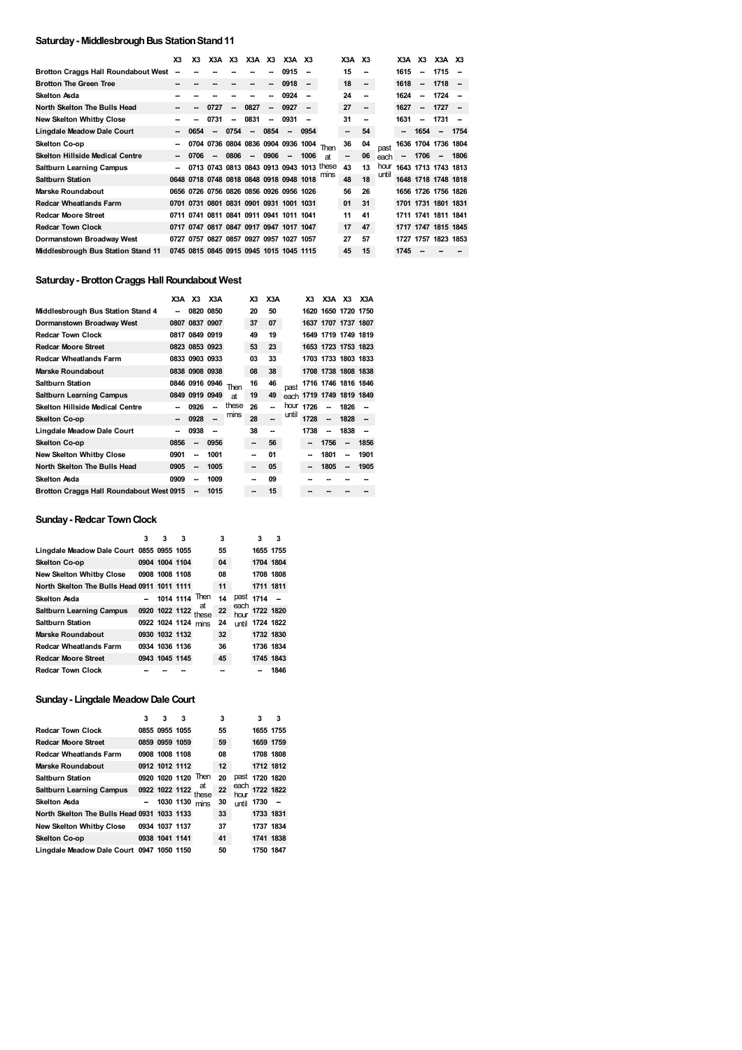## Saturday - Middlesbrough Bus Station Stand 11

| | X3 | X3 | X3A | X3 | X3A | X3 | X3A | X3 | | X3A | X3 | | X3A | X3 | X3A | X3 |
|---|---|---|---|---|---|---|---|---|---|---|---|---|---|---|---|---|
| Brotton Craggs Hall Roundabout West | -- | -- | -- | -- | -- | -- | 0915 | -- | | 15 | -- | | 1615 | -- | 1715 | -- |
| Brotton The Green Tree | -- | -- | -- | -- | -- | -- | 0918 | -- | | 18 | -- | | 1618 | -- | 1718 | -- |
| Skelton Asda | -- | -- | -- | -- | -- | -- | 0924 | -- | | 24 | -- | | 1624 | -- | 1724 | -- |
| North Skelton The Bulls Head | -- | -- | 0727 | -- | 0827 | -- | 0927 | -- | | 27 | -- | | 1627 | -- | 1727 | -- |
| New Skelton Whitby Close | -- | -- | 0731 | -- | 0831 | -- | 0931 | -- | | 31 | -- | | 1631 | -- | 1731 | -- |
| Lingdale Meadow Dale Court | -- | 0654 | -- | 0754 | -- | 0854 | -- | 0954 | | -- | 54 | | -- | 1654 | -- | 1754 |
| Skelton Co-op | -- | 0704 | 0736 | 0804 | 0836 | 0904 | 0936 | 1004 | Then | 36 | 04 | past | 1636 | 1704 | 1736 | 1804 |
| Skelton Hillside Medical Centre | -- | 0706 | -- | 0806 | -- | 0906 | -- | 1006 | at | -- | 06 | each | -- | 1706 | -- | 1806 |
| Saltburn Learning Campus | -- | 0713 | 0743 | 0813 | 0843 | 0913 | 0943 | 1013 | these | 43 | 13 | hour | 1643 | 1713 | 1743 | 1813 |
| Saltburn Station | 0648 | 0718 | 0748 | 0818 | 0848 | 0918 | 0948 | 1018 | mins | 48 | 18 | until | 1648 | 1718 | 1748 | 1818 |
| Marske Roundabout | 0656 | 0726 | 0756 | 0826 | 0856 | 0926 | 0956 | 1026 | | 56 | 26 | | 1656 | 1726 | 1756 | 1826 |
| Redcar Wheatlands Farm | 0701 | 0731 | 0801 | 0831 | 0901 | 0931 | 1001 | 1031 | | 01 | 31 | | 1701 | 1731 | 1801 | 1831 |
| Redcar Moore Street | 0711 | 0741 | 0811 | 0841 | 0911 | 0941 | 1011 | 1041 | | 11 | 41 | | 1711 | 1741 | 1811 | 1841 |
| Redcar Town Clock | 0717 | 0747 | 0817 | 0847 | 0917 | 0947 | 1017 | 1047 | | 17 | 47 | | 1717 | 1747 | 1815 | 1845 |
| Dormanstown Broadway West | 0727 | 0757 | 0827 | 0857 | 0927 | 0957 | 1027 | 1057 | | 27 | 57 | | 1727 | 1757 | 1823 | 1853 |
| Middlesbrough Bus Station Stand 11 | 0745 | 0815 | 0845 | 0915 | 0945 | 1015 | 1045 | 1115 | | 45 | 15 | | 1745 | -- | -- | -- |

## Saturday - Brotton Craggs Hall Roundabout West

| | X3A | X3 | X3A | | X3 | X3A | | X3 | X3A | X3 | X3A |
|---|---|---|---|---|---|---|---|---|---|---|---|
| Middlesbrough Bus Station Stand 4 | -- | 0820 | 0850 | | 20 | 50 | | 1620 | 1650 | 1720 | 1750 |
| Dormanstown Broadway West | 0807 | 0837 | 0907 | | 37 | 07 | | 1637 | 1707 | 1737 | 1807 |
| Redcar Town Clock | 0817 | 0849 | 0919 | | 49 | 19 | | 1649 | 1719 | 1749 | 1819 |
| Redcar Moore Street | 0823 | 0853 | 0923 | | 53 | 23 | | 1653 | 1723 | 1753 | 1823 |
| Redcar Wheatlands Farm | 0833 | 0903 | 0933 | | 03 | 33 | | 1703 | 1733 | 1803 | 1833 |
| Marske Roundabout | 0838 | 0908 | 0938 | | 08 | 38 | | 1708 | 1738 | 1808 | 1838 |
| Saltburn Station | 0846 | 0916 | 0946 | Then | 16 | 46 | past | 1716 | 1746 | 1816 | 1846 |
| Saltburn Learning Campus | 0849 | 0919 | 0949 | at | 19 | 49 | each | 1719 | 1749 | 1819 | 1849 |
| Skelton Hillside Medical Centre | -- | 0926 | -- | these | 26 | -- | hour | 1726 | -- | 1826 | -- |
| Skelton Co-op | -- | 0928 | -- | mins | 28 | -- | until | 1728 | -- | 1828 | -- |
| Lingdale Meadow Dale Court | -- | 0938 | -- | | 38 | -- | | 1738 | -- | 1838 | -- |
| Skelton Co-op | 0856 | -- | 0956 | | -- | 56 | | -- | 1756 | -- | 1856 |
| New Skelton Whitby Close | 0901 | -- | 1001 | | -- | 01 | | -- | 1801 | -- | 1901 |
| North Skelton The Bulls Head | 0905 | -- | 1005 | | -- | 05 | | -- | 1805 | -- | 1905 |
| Skelton Asda | 0909 | -- | 1009 | | -- | 09 | | -- | -- | -- | -- |
| Brotton Craggs Hall Roundabout West | 0915 | -- | 1015 | | -- | 15 | | -- | -- | -- | -- |

## Sunday - Redcar Town Clock

| | 3 | 3 | 3 | | 3 | | 3 | 3 |
|---|---|---|---|---|---|---|---|---|
| Lingdale Meadow Dale Court | 0855 | 0955 | 1055 | | 55 | | 1655 | 1755 |
| Skelton Co-op | 0904 | 1004 | 1104 | | 04 | | 1704 | 1804 |
| New Skelton Whitby Close | 0908 | 1008 | 1108 | | 08 | | 1708 | 1808 |
| North Skelton The Bulls Head | 0911 | 1011 | 1111 | | 11 | | 1711 | 1811 |
| Skelton Asda | -- | 1014 | 1114 | Then | 14 | past | 1714 | -- |
| Saltburn Learning Campus | 0920 | 1022 | 1122 | at these | 22 | each hour | 1722 | 1820 |
| Saltburn Station | 0922 | 1024 | 1124 | mins | 24 | until | 1724 | 1822 |
| Marske Roundabout | 0930 | 1032 | 1132 | | 32 | | 1732 | 1830 |
| Redcar Wheatlands Farm | 0934 | 1036 | 1136 | | 36 | | 1736 | 1834 |
| Redcar Moore Street | 0943 | 1045 | 1145 | | 45 | | 1745 | 1843 |
| Redcar Town Clock | -- | -- | -- | | -- | | -- | 1846 |

## Sunday - Lingdale Meadow Dale Court

| | 3 | 3 | 3 | | 3 | | 3 | 3 |
|---|---|---|---|---|---|---|---|---|
| Redcar Town Clock | 0855 | 0955 | 1055 | | 55 | | 1655 | 1755 |
| Redcar Moore Street | 0859 | 0959 | 1059 | | 59 | | 1659 | 1759 |
| Redcar Wheatlands Farm | 0908 | 1008 | 1108 | | 08 | | 1708 | 1808 |
| Marske Roundabout | 0912 | 1012 | 1112 | | 12 | | 1712 | 1812 |
| Saltburn Station | 0920 | 1020 | 1120 | Then | 20 | past | 1720 | 1820 |
| Saltburn Learning Campus | 0922 | 1022 | 1122 | at these | 22 | each hour | 1722 | 1822 |
| Skelton Asda | -- | 1030 | 1130 | mins | 30 | until | 1730 | -- |
| North Skelton The Bulls Head | 0931 | 1033 | 1133 | | 33 | | 1733 | 1831 |
| New Skelton Whitby Close | 0934 | 1037 | 1137 | | 37 | | 1737 | 1834 |
| Skelton Co-op | 0938 | 1041 | 1141 | | 41 | | 1741 | 1838 |
| Lingdale Meadow Dale Court | 0947 | 1050 | 1150 | | 50 | | 1750 | 1847 |